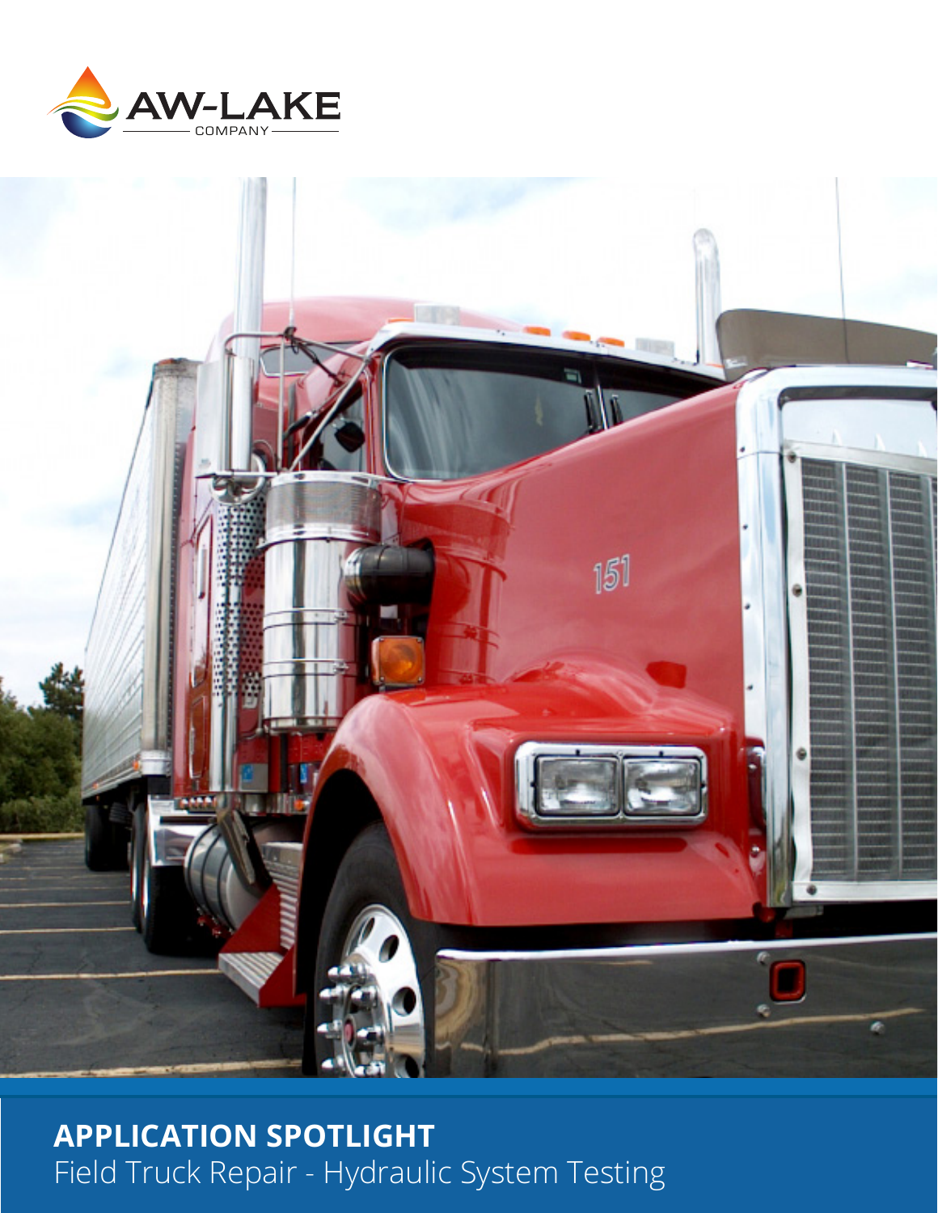AW-LAKE COMPANY

**APPLICATION SPOTLIGHT**

Field Truck Repair - Hydraulic System Testing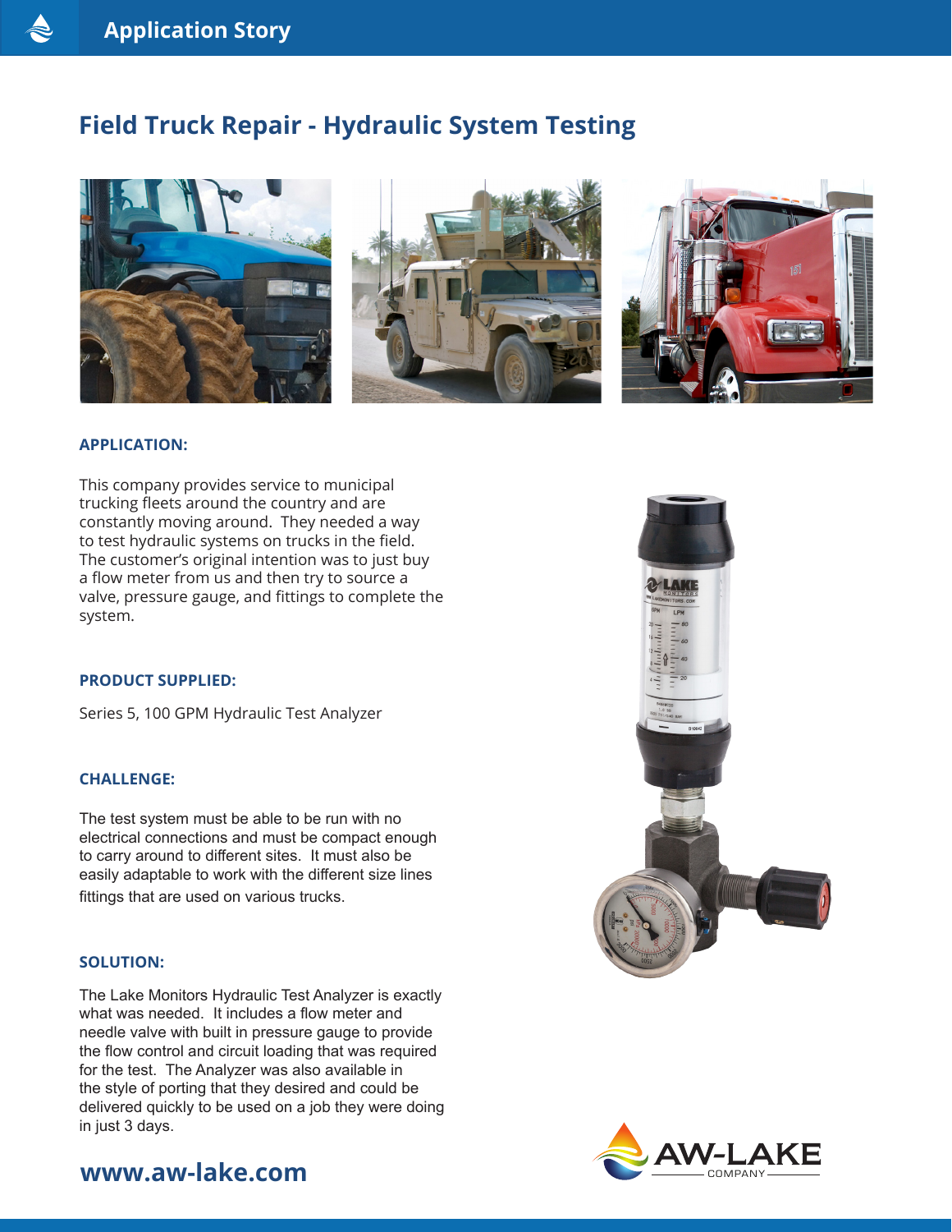# Field Truck Repair - Hydraulic System Testing

### APPLICATION:

This company provides service to municipal trucking fleets around the country and are constantly moving around. They needed a way to test hydraulic systems on trucks in the field. The customer's original intention was to just buy a flow meter from us and then try to source a valve, pressure gauge, and fittings to complete the system.

### PRODUCT SUPPLIED:

Series 5, 100 GPM Hydraulic Test Analyzer

### CHALLENGE:

The test system must be able to be run with no electrical connections and must be compact enough to carry around to different sites. It must also be easily adaptable to work with the different size lines fittings that are used on various trucks.

### SOLUTION:

The Lake Monitors Hydraulic Test Analyzer is exactly what was needed. It includes a flow meter and needle valve with built in pressure gauge to provide the flow control and circuit loading that was required for the test. The Analyzer was also available in the style of porting that they desired and could be delivered quickly to be used on a job they were doing in just 3 days.

**www.aw-lake.com**